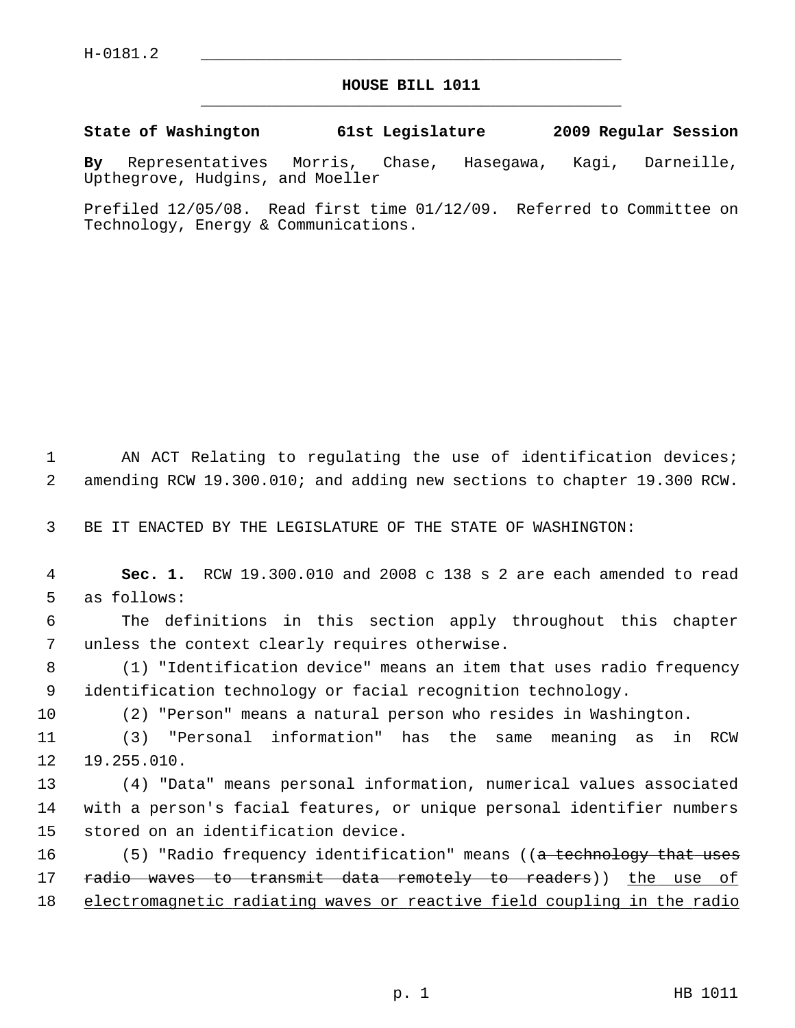H-0181.2

# HOUSE BILL 1011

**State of Washington 61st Legislature 2009 Regular Session**

**By** Representatives Morris, Chase, Hasegawa, Kagi, Darneille, Upthegrove, Hudgins, and Moeller

Prefiled 12/05/08. Read first time 01/12/09. Referred to Committee on Technology, Energy & Communications.

AN ACT Relating to regulating the use of identification devices; amending RCW 19.300.010; and adding new sections to chapter 19.300 RCW.

BE IT ENACTED BY THE LEGISLATURE OF THE STATE OF WASHINGTON:

**Sec. 1.** RCW 19.300.010 and 2008 c 138 s 2 are each amended to read as follows:

The definitions in this section apply throughout this chapter unless the context clearly requires otherwise.

(1) "Identification device" means an item that uses radio frequency identification technology or facial recognition technology.

(2) "Person" means a natural person who resides in Washington.

(3) "Personal information" has the same meaning as in RCW 19.255.010.

(4) "Data" means personal information, numerical values associated with a person's facial features, or unique personal identifier numbers stored on an identification device.

(5) "Radio frequency identification" means ((~~a technology that uses radio waves to transmit data remotely to readers~~)) <u>the use of electromagnetic radiating waves or reactive field coupling in the radio</u>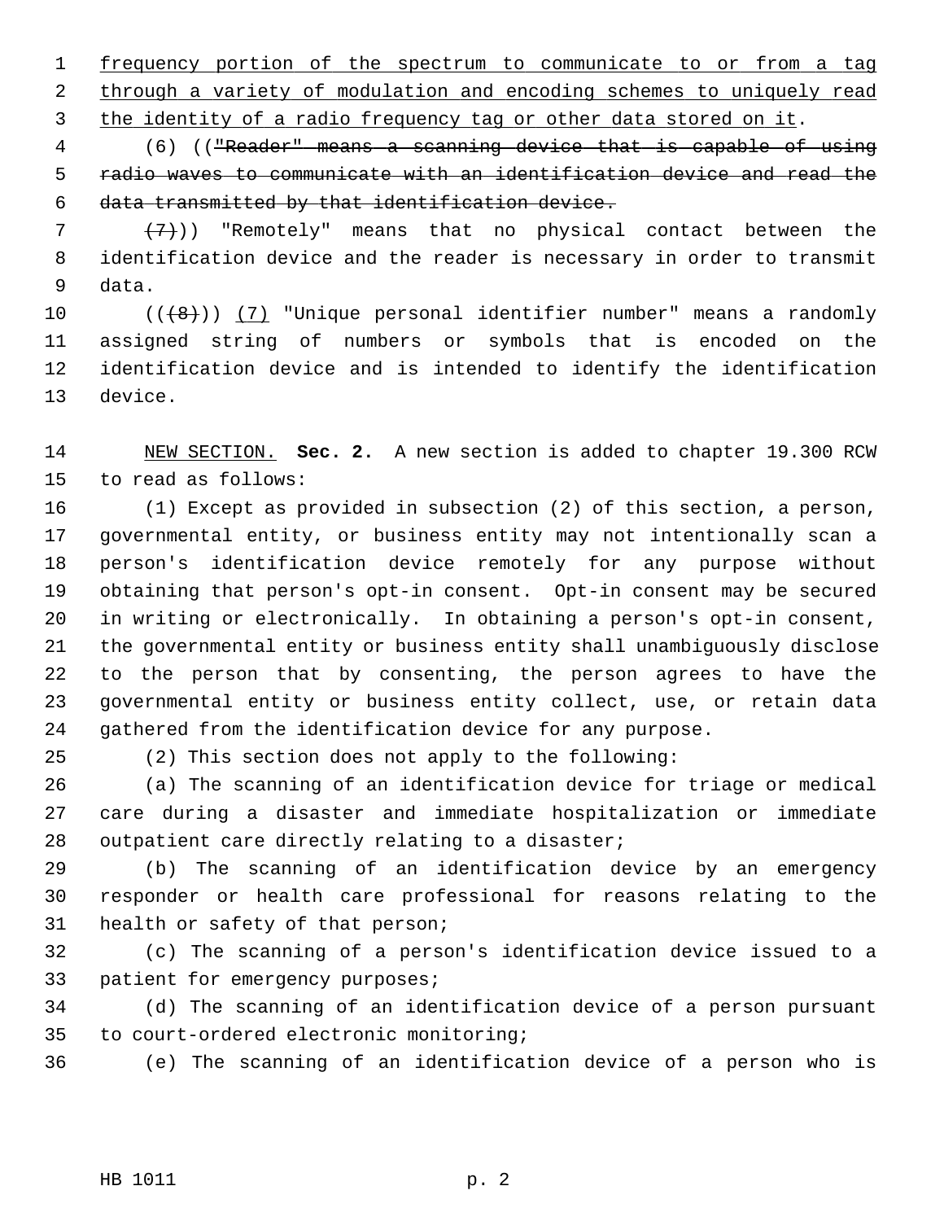frequency portion of the spectrum to communicate to or from a tag through a variety of modulation and encoding schemes to uniquely read the identity of a radio frequency tag or other data stored on it.

(6) ((~~"Reader" means a scanning device that is capable of using radio waves to communicate with an identification device and read the data transmitted by that identification device.~~

~~(7)~~)) "Remotely" means that no physical contact between the identification device and the reader is necessary in order to transmit data.

((~~(8)~~)) (7) "Unique personal identifier number" means a randomly assigned string of numbers or symbols that is encoded on the identification device and is intended to identify the identification device.

NEW SECTION. **Sec. 2.** A new section is added to chapter 19.300 RCW to read as follows:

(1) Except as provided in subsection (2) of this section, a person, governmental entity, or business entity may not intentionally scan a person's identification device remotely for any purpose without obtaining that person's opt-in consent. Opt-in consent may be secured in writing or electronically. In obtaining a person's opt-in consent, the governmental entity or business entity shall unambiguously disclose to the person that by consenting, the person agrees to have the governmental entity or business entity collect, use, or retain data gathered from the identification device for any purpose.

(2) This section does not apply to the following:

(a) The scanning of an identification device for triage or medical care during a disaster and immediate hospitalization or immediate outpatient care directly relating to a disaster;

(b) The scanning of an identification device by an emergency responder or health care professional for reasons relating to the health or safety of that person;

(c) The scanning of a person's identification device issued to a patient for emergency purposes;

(d) The scanning of an identification device of a person pursuant to court-ordered electronic monitoring;

(e) The scanning of an identification device of a person who is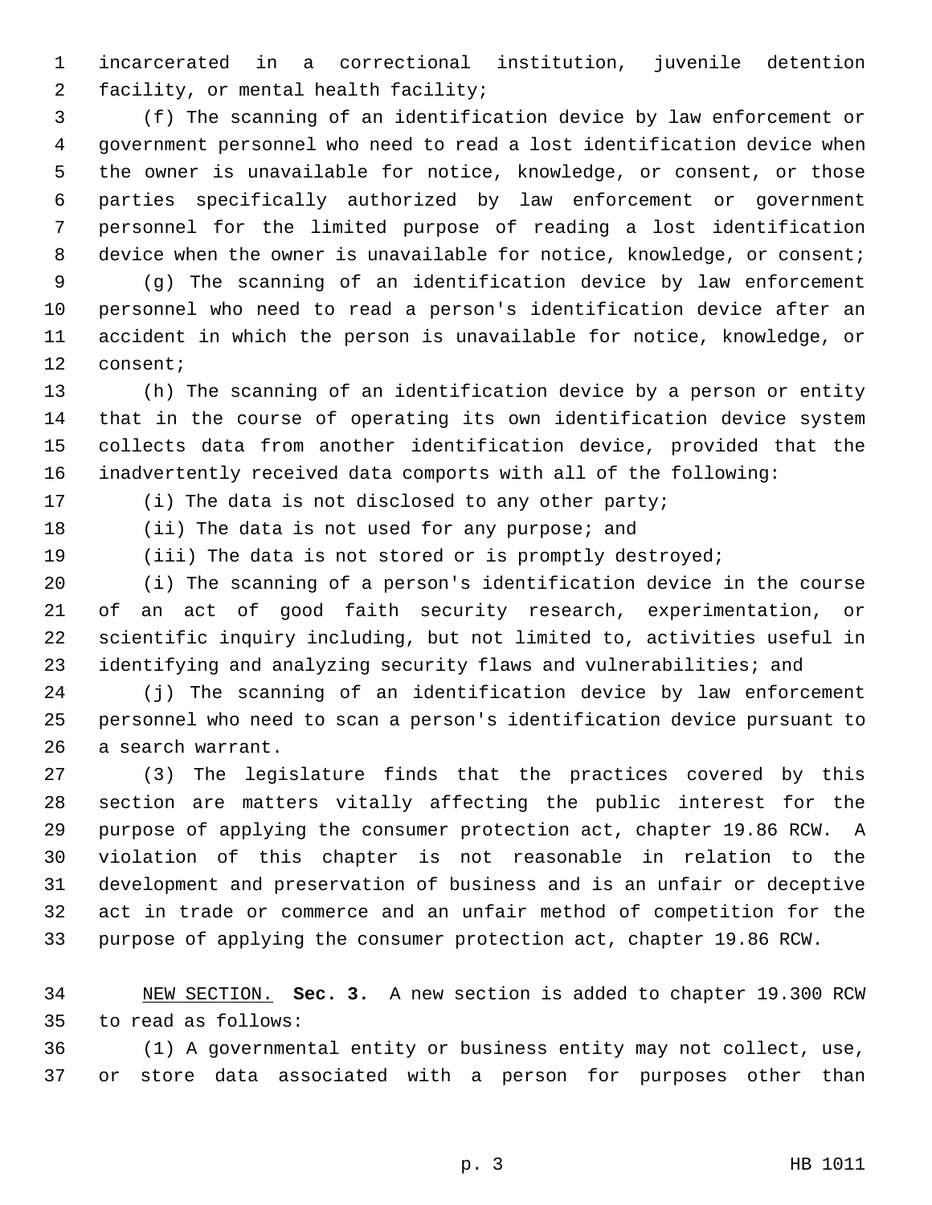incarcerated in a correctional institution, juvenile detention facility, or mental health facility;

(f) The scanning of an identification device by law enforcement or government personnel who need to read a lost identification device when the owner is unavailable for notice, knowledge, or consent, or those parties specifically authorized by law enforcement or government personnel for the limited purpose of reading a lost identification device when the owner is unavailable for notice, knowledge, or consent;

(g) The scanning of an identification device by law enforcement personnel who need to read a person's identification device after an accident in which the person is unavailable for notice, knowledge, or consent;

(h) The scanning of an identification device by a person or entity that in the course of operating its own identification device system collects data from another identification device, provided that the inadvertently received data comports with all of the following:

(i) The data is not disclosed to any other party;

(ii) The data is not used for any purpose; and

(iii) The data is not stored or is promptly destroyed;

(i) The scanning of a person's identification device in the course of an act of good faith security research, experimentation, or scientific inquiry including, but not limited to, activities useful in identifying and analyzing security flaws and vulnerabilities; and

(j) The scanning of an identification device by law enforcement personnel who need to scan a person's identification device pursuant to a search warrant.

(3) The legislature finds that the practices covered by this section are matters vitally affecting the public interest for the purpose of applying the consumer protection act, chapter 19.86 RCW. A violation of this chapter is not reasonable in relation to the development and preservation of business and is an unfair or deceptive act in trade or commerce and an unfair method of competition for the purpose of applying the consumer protection act, chapter 19.86 RCW.

NEW SECTION. **Sec. 3.** A new section is added to chapter 19.300 RCW to read as follows:

(1) A governmental entity or business entity may not collect, use, or store data associated with a person for purposes other than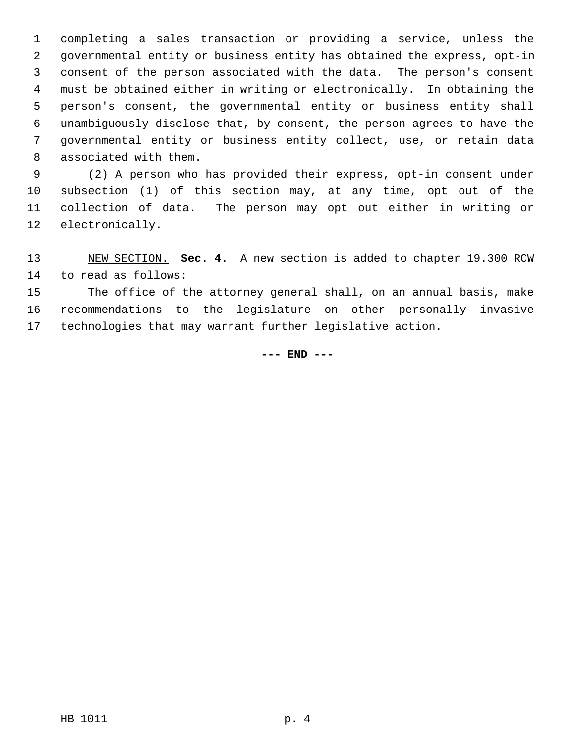completing a sales transaction or providing a service, unless the governmental entity or business entity has obtained the express, opt-in consent of the person associated with the data. The person's consent must be obtained either in writing or electronically. In obtaining the person's consent, the governmental entity or business entity shall unambiguously disclose that, by consent, the person agrees to have the governmental entity or business entity collect, use, or retain data associated with them.

(2) A person who has provided their express, opt-in consent under subsection (1) of this section may, at any time, opt out of the collection of data. The person may opt out either in writing or electronically.

NEW SECTION. **Sec. 4.** A new section is added to chapter 19.300 RCW to read as follows:

The office of the attorney general shall, on an annual basis, make recommendations to the legislature on other personally invasive technologies that may warrant further legislative action.

**--- END ---**